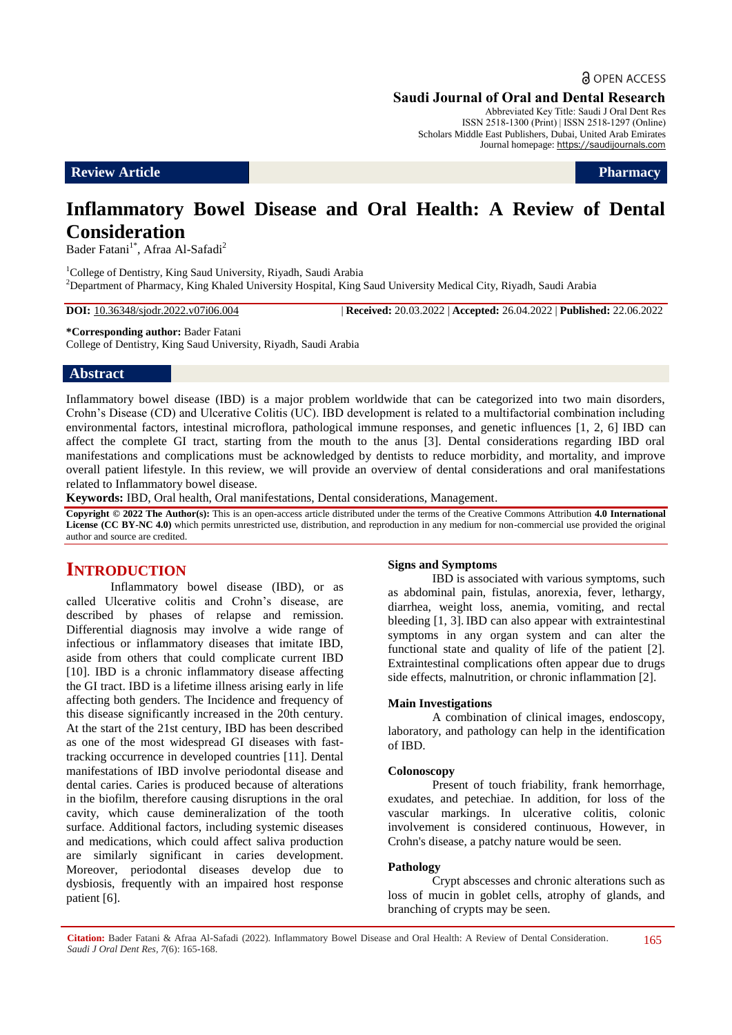OPEN ACCESS

**Saudi Journal of Oral and Dental Research**

Abbreviated Key Title: Saudi J Oral Dent Res
ISSN 2518-1300 (Print) | ISSN 2518-1297 (Online)
Scholars Middle East Publishers, Dubai, United Arab Emirates
Journal homepage: https://saudijournals.com

**Review Article** | **Pharmacy**

# Inflammatory Bowel Disease and Oral Health: A Review of Dental Consideration

Bader Fatani[1*], Afraa Al-Safadi[2]

[1]College of Dentistry, King Saud University, Riyadh, Saudi Arabia
[2]Department of Pharmacy, King Khaled University Hospital, King Saud University Medical City, Riyadh, Saudi Arabia

**DOI:** 10.36348/sjodr.2022.v07i06.004 | **Received:** 20.03.2022 | **Accepted:** 26.04.2022 | **Published:** 22.06.2022

**\*Corresponding author:** Bader Fatani
College of Dentistry, King Saud University, Riyadh, Saudi Arabia

## Abstract

Inflammatory bowel disease (IBD) is a major problem worldwide that can be categorized into two main disorders, Crohn's Disease (CD) and Ulcerative Colitis (UC). IBD development is related to a multifactorial combination including environmental factors, intestinal microflora, pathological immune responses, and genetic influences [1, 2, 6] IBD can affect the complete GI tract, starting from the mouth to the anus [3]. Dental considerations regarding IBD oral manifestations and complications must be acknowledged by dentists to reduce morbidity, and mortality, and improve overall patient lifestyle. In this review, we will provide an overview of dental considerations and oral manifestations related to Inflammatory bowel disease.

**Keywords:** IBD, Oral health, Oral manifestations, Dental considerations, Management.

**Copyright © 2022 The Author(s):** This is an open-access article distributed under the terms of the Creative Commons Attribution **4.0 International License (CC BY-NC 4.0)** which permits unrestricted use, distribution, and reproduction in any medium for non-commercial use provided the original author and source are credited.

## INTRODUCTION

Inflammatory bowel disease (IBD), or as called Ulcerative colitis and Crohn's disease, are described by phases of relapse and remission. Differential diagnosis may involve a wide range of infectious or inflammatory diseases that imitate IBD, aside from others that could complicate current IBD [10]. IBD is a chronic inflammatory disease affecting the GI tract. IBD is a lifetime illness arising early in life affecting both genders. The Incidence and frequency of this disease significantly increased in the 20th century. At the start of the 21st century, IBD has been described as one of the most widespread GI diseases with fast-tracking occurrence in developed countries [11]. Dental manifestations of IBD involve periodontal disease and dental caries. Caries is produced because of alterations in the biofilm, therefore causing disruptions in the oral cavity, which cause demineralization of the tooth surface. Additional factors, including systemic diseases and medications, which could affect saliva production are similarly significant in caries development. Moreover, periodontal diseases develop due to dysbiosis, frequently with an impaired host response patient [6].

### Signs and Symptoms

IBD is associated with various symptoms, such as abdominal pain, fistulas, anorexia, fever, lethargy, diarrhea, weight loss, anemia, vomiting, and rectal bleeding [1, 3]. IBD can also appear with extraintestinal symptoms in any organ system and can alter the functional state and quality of life of the patient [2]. Extraintestinal complications often appear due to drugs side effects, malnutrition, or chronic inflammation [2].

### Main Investigations

A combination of clinical images, endoscopy, laboratory, and pathology can help in the identification of IBD.

### Colonoscopy

Present of touch friability, frank hemorrhage, exudates, and petechiae. In addition, for loss of the vascular markings. In ulcerative colitis, colonic involvement is considered continuous, However, in Crohn's disease, a patchy nature would be seen.

### Pathology

Crypt abscesses and chronic alterations such as loss of mucin in goblet cells, atrophy of glands, and branching of crypts may be seen.

**Citation:** Bader Fatani & Afraa Al-Safadi (2022). Inflammatory Bowel Disease and Oral Health: A Review of Dental Consideration. *Saudi J Oral Dent Res, 7*(6): 165-168.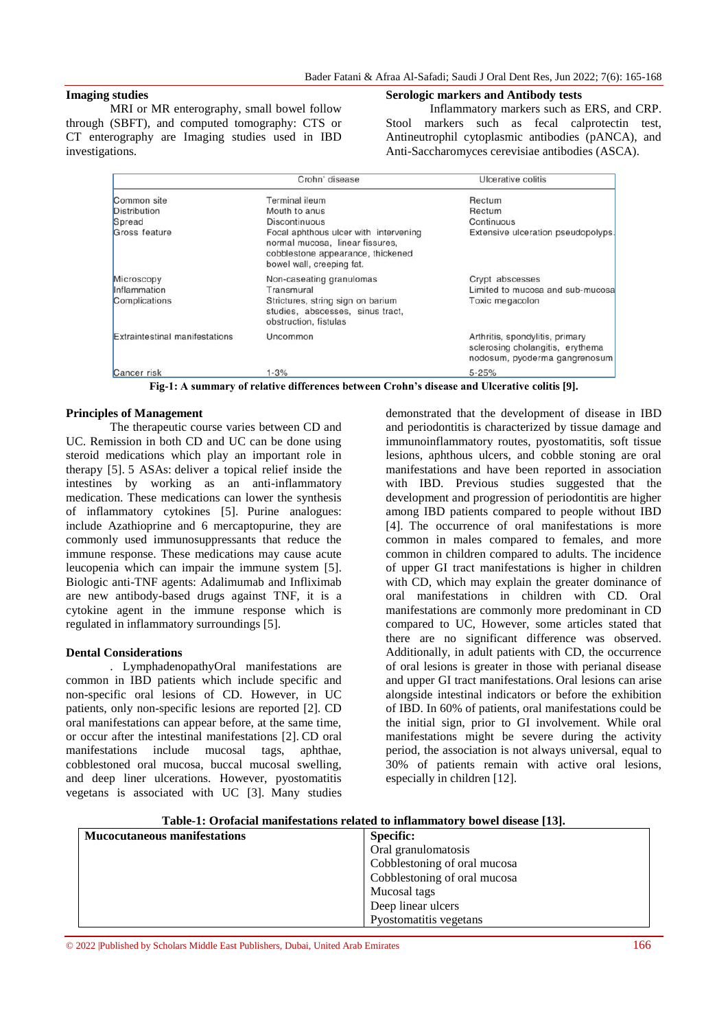### Imaging studies

MRI or MR enterography, small bowel follow through (SBFT), and computed tomography: CTS or CT enterography are Imaging studies used in IBD investigations.

### Serologic markers and Antibody tests

Inflammatory markers such as ERS, and CRP. Stool markers such as fecal calprotectin test, Antineutrophil cytoplasmic antibodies (pANCA), and Anti-Saccharomyces cerevisiae antibodies (ASCA).

| | Crohn' disease | Ulcerative colitis |
|---|---|---|
| Common site | Terminal ileum | Rectum |
| Distribution | Mouth to anus | Rectum |
| Spread | Discontinuous | Continuous |
| Gross feature | Focal aphthous ulcer with intervening normal mucosa, linear fissures, cobblestone appearance, thickened bowel wall, creeping fat. | Extensive ulceration pseudopolyps. |
| Microscopy | Non-caseating granulomas | Crypt abscesses |
| Inflammation | Transmural | Limited to mucosa and sub-mucosa |
| Complications | Strictures, string sign on barium studies, abscesses, sinus tract, obstruction, fistulas | Toxic megacolon |
| Extraintestinal manifestations | Uncommon | Arthritis, spondylitis, primary sclerosing cholangitis, erythema nodosum, pyoderma gangrenosum |
| Cancer risk | 1-3% | 5-25% |

**Fig-1: A summary of relative differences between Crohn's disease and Ulcerative colitis [9].**

### Principles of Management

The therapeutic course varies between CD and UC. Remission in both CD and UC can be done using steroid medications which play an important role in therapy [5]. 5 ASAs: deliver a topical relief inside the intestines by working as an anti-inflammatory medication. These medications can lower the synthesis of inflammatory cytokines [5]. Purine analogues: include Azathioprine and 6 mercaptopurine, they are commonly used immunosuppressants that reduce the immune response. These medications may cause acute leucopenia which can impair the immune system [5]. Biologic anti-TNF agents: Adalimumab and Infliximab are new antibody-based drugs against TNF, it is a cytokine agent in the immune response which is regulated in inflammatory surroundings [5].

### Dental Considerations

. LymphadenopathyOral manifestations are common in IBD patients which include specific and non-specific oral lesions of CD. However, in UC patients, only non-specific lesions are reported [2]. CD oral manifestations can appear before, at the same time, or occur after the intestinal manifestations [2]. CD oral manifestations include mucosal tags, aphthae, cobblestoned oral mucosa, buccal mucosal swelling, and deep liner ulcerations. However, pyostomatitis vegetans is associated with UC [3]. Many studies demonstrated that the development of disease in IBD and periodontitis is characterized by tissue damage and immunoinflammatory routes, pyostomatitis, soft tissue lesions, aphthous ulcers, and cobble stoning are oral manifestations and have been reported in association with IBD. Previous studies suggested that the development and progression of periodontitis are higher among IBD patients compared to people without IBD [4]. The occurrence of oral manifestations is more common in males compared to females, and more common in children compared to adults. The incidence of upper GI tract manifestations is higher in children with CD, which may explain the greater dominance of oral manifestations in children with CD. Oral manifestations are commonly more predominant in CD compared to UC, However, some articles stated that there are no significant difference was observed. Additionally, in adult patients with CD, the occurrence of oral lesions is greater in those with perianal disease and upper GI tract manifestations. Oral lesions can arise alongside intestinal indicators or before the exhibition of IBD. In 60% of patients, oral manifestations could be the initial sign, prior to GI involvement. While oral manifestations might be severe during the activity period, the association is not always universal, equal to 30% of patients remain with active oral lesions, especially in children [12].

**Table-1: Orofacial manifestations related to inflammatory bowel disease [13].**

| **Mucocutaneous manifestations** | **Specific:** |
|---|---|
| | Oral granulomatosis |
| | Cobblestoning of oral mucosa |
| | Cobblestoning of oral mucosa |
| | Mucosal tags |
| | Deep linear ulcers |
| | Pyostomatitis vegetans |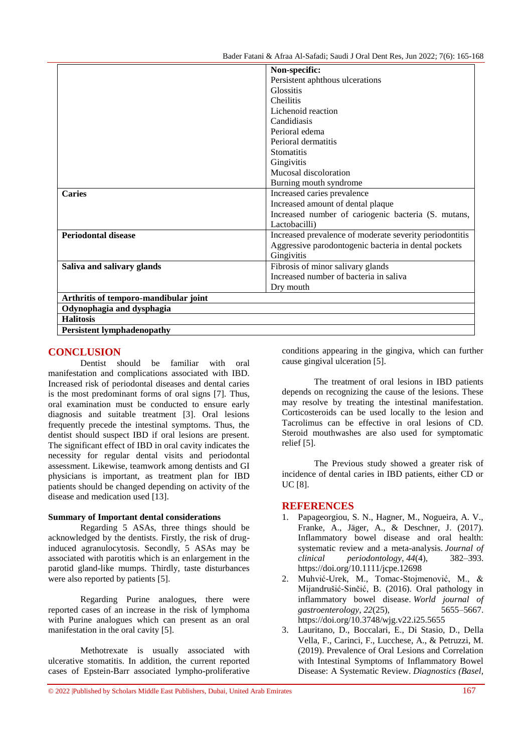| | |
|---|---|
| | **Non-specific:**<br>Persistent aphthous ulcerations<br>Glossitis<br>Cheilitis<br>Lichenoid reaction<br>Candidiasis<br>Perioral edema<br>Perioral dermatitis<br>Stomatitis<br>Gingivitis<br>Mucosal discoloration<br>Burning mouth syndrome |
| **Caries** | Increased caries prevalence<br>Increased amount of dental plaque<br>Increased number of cariogenic bacteria (S. mutans, Lactobacilli) |
| **Periodontal disease** | Increased prevalence of moderate severity periodontitis<br>Aggressive parodontogenic bacteria in dental pockets<br>Gingivitis |
| **Saliva and salivary glands** | Fibrosis of minor salivary glands<br>Increased number of bacteria in saliva<br>Dry mouth |
| **Arthritis of temporo-mandibular joint** | |
| **Odynophagia and dysphagia** | |
| **Halitosis** | |
| **Persistent lymphadenopathy** | |

## CONCLUSION

Dentist should be familiar with oral manifestation and complications associated with IBD. Increased risk of periodontal diseases and dental caries is the most predominant forms of oral signs [7]. Thus, oral examination must be conducted to ensure early diagnosis and suitable treatment [3]. Oral lesions frequently precede the intestinal symptoms. Thus, the dentist should suspect IBD if oral lesions are present. The significant effect of IBD in oral cavity indicates the necessity for regular dental visits and periodontal assessment. Likewise, teamwork among dentists and GI physicians is important, as treatment plan for IBD patients should be changed depending on activity of the disease and medication used [13].

**Summary of Important dental considerations**

Regarding 5 ASAs, three things should be acknowledged by the dentists. Firstly, the risk of drug-induced agranulocytosis. Secondly, 5 ASAs may be associated with parotitis which is an enlargement in the parotid gland-like mumps. Thirdly, taste disturbances were also reported by patients [5].

Regarding Purine analogues, there were reported cases of an increase in the risk of lymphoma with Purine analogues which can present as an oral manifestation in the oral cavity [5].

Methotrexate is usually associated with ulcerative stomatitis. In addition, the current reported cases of Epstein-Barr associated lympho-proliferative conditions appearing in the gingiva, which can further cause gingival ulceration [5].

The treatment of oral lesions in IBD patients depends on recognizing the cause of the lesions. These may resolve by treating the intestinal manifestation. Corticosteroids can be used locally to the lesion and Tacrolimus can be effective in oral lesions of CD. Steroid mouthwashes are also used for symptomatic relief [5].

The Previous study showed a greater risk of incidence of dental caries in IBD patients, either CD or UC [8].

## REFERENCES

1. Papageorgiou, S. N., Hagner, M., Nogueira, A. V., Franke, A., Jäger, A., & Deschner, J. (2017). Inflammatory bowel disease and oral health: systematic review and a meta-analysis. *Journal of clinical periodontology*, *44*(4), 382–393. https://doi.org/10.1111/jcpe.12698
2. Muhvić-Urek, M., Tomac-Stojmenović, M., & Mijandrušić-Sinčić, B. (2016). Oral pathology in inflammatory bowel disease. *World journal of gastroenterology*, *22*(25), 5655–5667. https://doi.org/10.3748/wjg.v22.i25.5655
3. Lauritano, D., Boccalari, E., Di Stasio, D., Della Vella, F., Carinci, F., Lucchese, A., & Petruzzi, M. (2019). Prevalence of Oral Lesions and Correlation with Intestinal Symptoms of Inflammatory Bowel Disease: A Systematic Review. *Diagnostics (Basel,*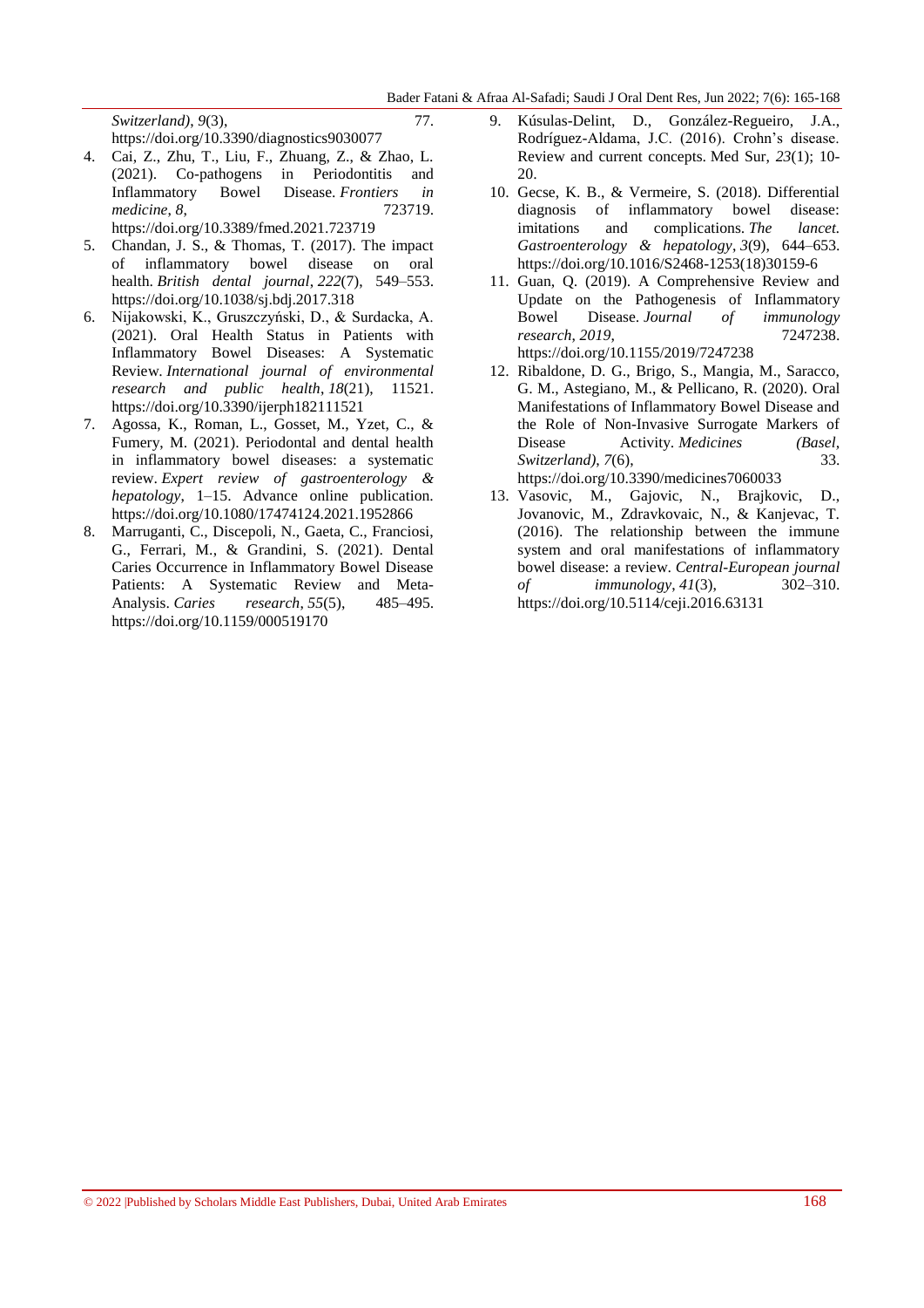*Switzerland)*, *9*(3), 77. https://doi.org/10.3390/diagnostics9030077

4. Cai, Z., Zhu, T., Liu, F., Zhuang, Z., & Zhao, L. (2021). Co-pathogens in Periodontitis and Inflammatory Bowel Disease. *Frontiers in medicine*, *8*, 723719. https://doi.org/10.3389/fmed.2021.723719
5. Chandan, J. S., & Thomas, T. (2017). The impact of inflammatory bowel disease on oral health. *British dental journal*, *222*(7), 549–553. https://doi.org/10.1038/sj.bdj.2017.318
6. Nijakowski, K., Gruszczyński, D., & Surdacka, A. (2021). Oral Health Status in Patients with Inflammatory Bowel Diseases: A Systematic Review. *International journal of environmental research and public health*, *18*(21), 11521. https://doi.org/10.3390/ijerph182111521
7. Agossa, K., Roman, L., Gosset, M., Yzet, C., & Fumery, M. (2021). Periodontal and dental health in inflammatory bowel diseases: a systematic review. *Expert review of gastroenterology & hepatology*, 1–15. Advance online publication. https://doi.org/10.1080/17474124.2021.1952866
8. Marruganti, C., Discepoli, N., Gaeta, C., Franciosi, G., Ferrari, M., & Grandini, S. (2021). Dental Caries Occurrence in Inflammatory Bowel Disease Patients: A Systematic Review and Meta-Analysis. *Caries research*, *55*(5), 485–495. https://doi.org/10.1159/000519170
9. Kúsulas-Delint, D., González-Regueiro, J.A., Rodríguez-Aldama, J.C. (2016). Crohn's disease. Review and current concepts. Med Sur, *23*(1); 10-20.
10. Gecse, K. B., & Vermeire, S. (2018). Differential diagnosis of inflammatory bowel disease: imitations and complications. *The lancet. Gastroenterology & hepatology*, *3*(9), 644–653. https://doi.org/10.1016/S2468-1253(18)30159-6
11. Guan, Q. (2019). A Comprehensive Review and Update on the Pathogenesis of Inflammatory Bowel Disease. *Journal of immunology research*, *2019*, 7247238. https://doi.org/10.1155/2019/7247238
12. Ribaldone, D. G., Brigo, S., Mangia, M., Saracco, G. M., Astegiano, M., & Pellicano, R. (2020). Oral Manifestations of Inflammatory Bowel Disease and the Role of Non-Invasive Surrogate Markers of Disease Activity. *Medicines (Basel, Switzerland)*, *7*(6), 33. https://doi.org/10.3390/medicines7060033
13. Vasovic, M., Gajovic, N., Brajkovic, D., Jovanovic, M., Zdravkovaic, N., & Kanjevac, T. (2016). The relationship between the immune system and oral manifestations of inflammatory bowel disease: a review. *Central-European journal of immunology*, *41*(3), 302–310. https://doi.org/10.5114/ceji.2016.63131